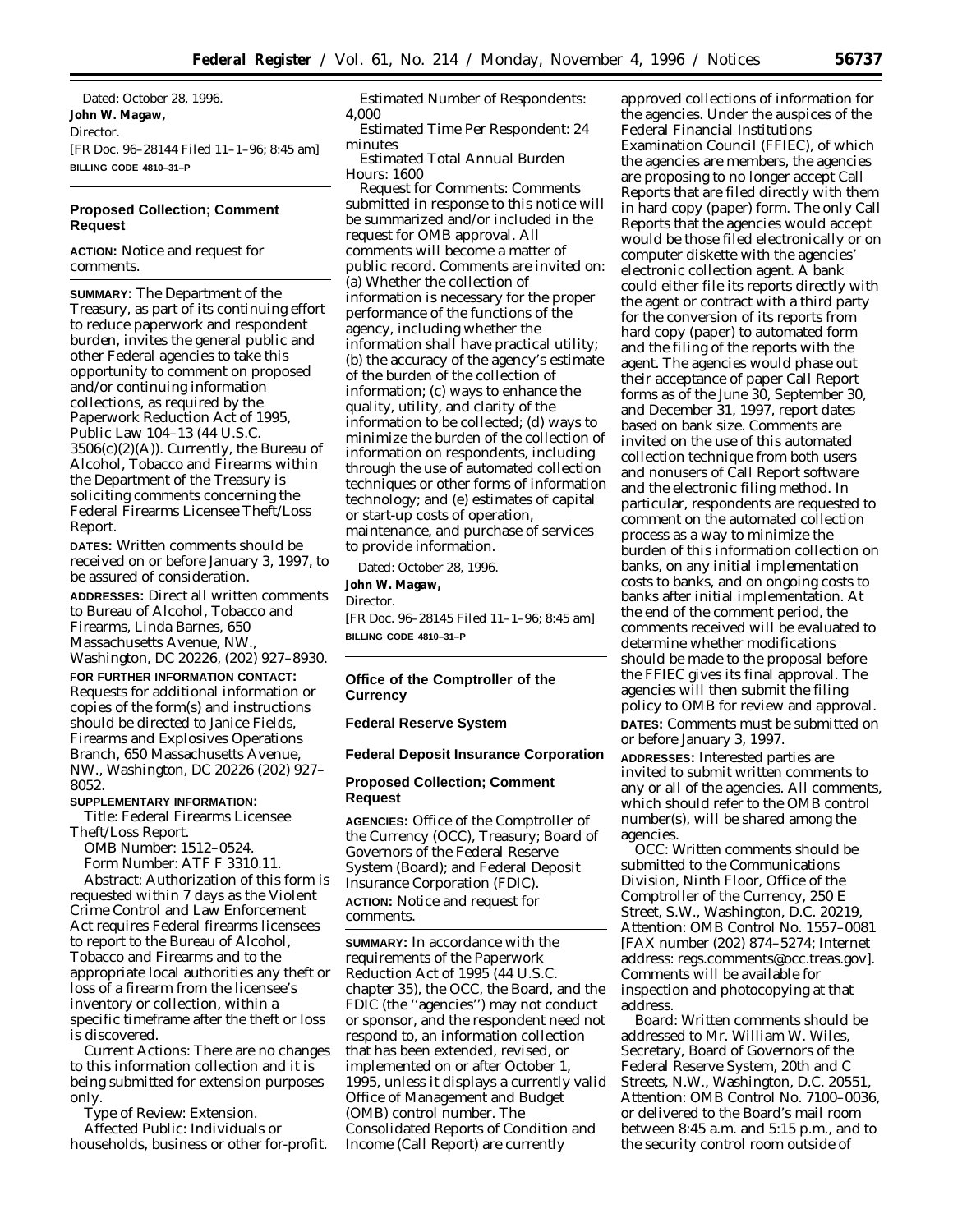Dated: October 28, 1996.

**John W. Magaw,**

*Director.*

[FR Doc. 96–28144 Filed 11–1–96; 8:45 am]

**BILLING CODE 4810–31–P**

## Proposed Collection; Comment Request

**ACTION:** Notice and request for comments.

**SUMMARY:** The Department of the Treasury, as part of its continuing effort to reduce paperwork and respondent burden, invites the general public and other Federal agencies to take this opportunity to comment on proposed and/or continuing information collections, as required by the Paperwork Reduction Act of 1995, Public Law 104–13 (44 U.S.C. 3506(c)(2)(A)). Currently, the Bureau of Alcohol, Tobacco and Firearms within the Department of the Treasury is soliciting comments concerning the Federal Firearms Licensee Theft/Loss Report.

**DATES:** Written comments should be received on or before January 3, 1997, to be assured of consideration.

**ADDRESSES:** Direct all written comments to Bureau of Alcohol, Tobacco and Firearms, Linda Barnes, 650 Massachusetts Avenue, NW., Washington, DC 20226, (202) 927–8930.

**FOR FURTHER INFORMATION CONTACT:** Requests for additional information or copies of the form(s) and instructions should be directed to Janice Fields, Firearms and Explosives Operations Branch, 650 Massachusetts Avenue, NW., Washington, DC 20226 (202) 927–8052.

**SUPPLEMENTARY INFORMATION:**

*Title:* Federal Firearms Licensee Theft/Loss Report.

*OMB Number:* 1512–0524.

*Form Number:* ATF F 3310.11.

*Abstract:* Authorization of this form is requested within 7 days as the Violent Crime Control and Law Enforcement Act requires Federal firearms licensees to report to the Bureau of Alcohol, Tobacco and Firearms and to the appropriate local authorities any theft or loss of a firearm from the licensee's inventory or collection, within a specific timeframe after the theft or loss is discovered.

*Current Actions:* There are no changes to this information collection and it is being submitted for extension purposes only.

*Type of Review:* Extension.

*Affected Public:* Individuals or households, business or other for-profit.

*Estimated Number of Respondents:* 4,000

*Estimated Time Per Respondent:* 24 minutes

*Estimated Total Annual Burden Hours:* 1600

*Request for Comments:* Comments submitted in response to this notice will be summarized and/or included in the request for OMB approval. All comments will become a matter of public record. Comments are invited on: (a) Whether the collection of information is necessary for the proper performance of the functions of the agency, including whether the information shall have practical utility; (b) the accuracy of the agency's estimate of the burden of the collection of information; (c) ways to enhance the quality, utility, and clarity of the information to be collected; (d) ways to minimize the burden of the collection of information on respondents, including through the use of automated collection techniques or other forms of information technology; and (e) estimates of capital or start-up costs of operation, maintenance, and purchase of services to provide information.

Dated: October 28, 1996.

**John W. Magaw,**

*Director.*

[FR Doc. 96–28145 Filed 11–1–96; 8:45 am]

**BILLING CODE 4810–31–P**

## Office of the Comptroller of the Currency

## Federal Reserve System

## Federal Deposit Insurance Corporation

## Proposed Collection; Comment Request

**AGENCIES:** Office of the Comptroller of the Currency (OCC), Treasury; Board of Governors of the Federal Reserve System (Board); and Federal Deposit Insurance Corporation (FDIC).

**ACTION:** Notice and request for comments.

**SUMMARY:** In accordance with the requirements of the Paperwork Reduction Act of 1995 (44 U.S.C. chapter 35), the OCC, the Board, and the FDIC (the ''agencies'') may not conduct or sponsor, and the respondent need not respond to, an information collection that has been extended, revised, or implemented on or after October 1, 1995, unless it displays a currently valid Office of Management and Budget (OMB) control number. The Consolidated Reports of Condition and Income (Call Report) are currently approved collections of information for the agencies. Under the auspices of the Federal Financial Institutions Examination Council (FFIEC), of which the agencies are members, the agencies are proposing to no longer accept Call Reports that are filed directly with them in hard copy (paper) form. The only Call Reports that the agencies would accept would be those filed electronically or on computer diskette with the agencies' electronic collection agent. A bank could either file its reports directly with the agent or contract with a third party for the conversion of its reports from hard copy (paper) to automated form and the filing of the reports with the agent. The agencies would phase out their acceptance of paper Call Report forms as of the June 30, September 30, and December 31, 1997, report dates based on bank size. Comments are invited on the use of this automated collection technique from both users and nonusers of Call Report software and the electronic filing method. In particular, respondents are requested to comment on the automated collection process as a way to minimize the burden of this information collection on banks, on any initial implementation costs to banks, and on ongoing costs to banks after initial implementation. At the end of the comment period, the comments received will be evaluated to determine whether modifications should be made to the proposal before the FFIEC gives its final approval. The agencies will then submit the filing policy to OMB for review and approval.

**DATES:** Comments must be submitted on or before January 3, 1997.

**ADDRESSES:** Interested parties are invited to submit written comments to any or all of the agencies. All comments, which should refer to the OMB control number(s), will be shared among the agencies.

*OCC:* Written comments should be submitted to the Communications Division, Ninth Floor, Office of the Comptroller of the Currency, 250 E Street, S.W., Washington, D.C. 20219, Attention: OMB Control No. 1557–0081 [FAX number (202) 874–5274; Internet address: regs.comments@occ.treas.gov]. Comments will be available for inspection and photocopying at that address.

*Board:* Written comments should be addressed to Mr. William W. Wiles, Secretary, Board of Governors of the Federal Reserve System, 20th and C Streets, N.W., Washington, D.C. 20551, Attention: OMB Control No. 7100–0036, or delivered to the Board's mail room between 8:45 a.m. and 5:15 p.m., and to the security control room outside of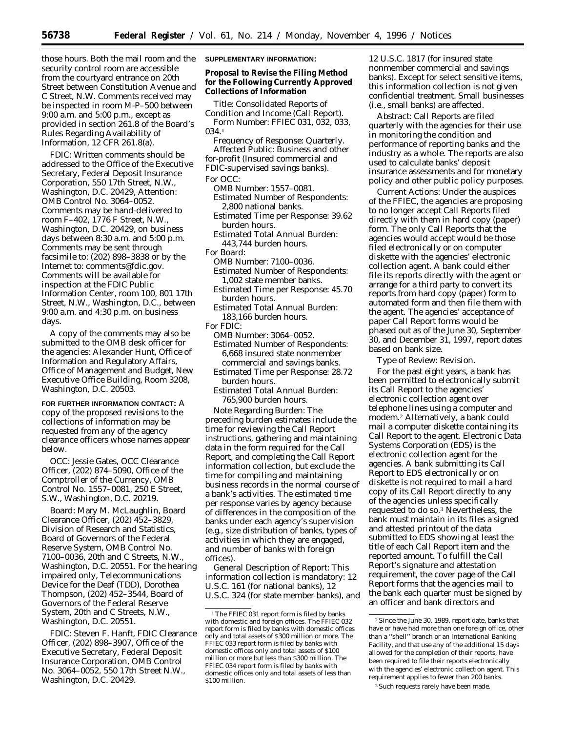those hours. Both the mail room and the security control room are accessible from the courtyard entrance on 20th Street between Constitution Avenue and C Street, N.W. Comments received may be inspected in room M–P–500 between 9:00 a.m. and 5:00 p.m., except as provided in section 261.8 of the Board's Rules Regarding Availability of Information, 12 CFR 261.8(a).

*FDIC:* Written comments should be addressed to the Office of the Executive Secretary, Federal Deposit Insurance Corporation, 550 17th Street, N.W., Washington, D.C. 20429, Attention: OMB Control No. 3064–0052. Comments may be hand-delivered to room F–402, 1776 F Street, N.W., Washington, D.C. 20429, on business days between 8:30 a.m. and 5:00 p.m. Comments may be sent through facsimile to: (202) 898–3838 or by the Internet to: comments@fdic.gov. Comments will be available for inspection at the FDIC Public Information Center, room 100, 801 17th Street, N.W., Washington, D.C., between 9:00 a.m. and 4:30 p.m. on business days.

A copy of the comments may also be submitted to the OMB desk officer for the agencies: Alexander Hunt, Office of Information and Regulatory Affairs, Office of Management and Budget, New Executive Office Building, Room 3208, Washington, D.C. 20503.

**FOR FURTHER INFORMATION CONTACT:** A copy of the proposed revisions to the collections of information may be requested from any of the agency clearance officers whose names appear below.

*OCC:* Jessie Gates, OCC Clearance Officer, (202) 874–5090, Office of the Comptroller of the Currency, OMB Control No. 1557–0081, 250 E Street, S.W., Washington, D.C. 20219.

*Board:* Mary M. McLaughlin, Board Clearance Officer, (202) 452–3829, Division of Research and Statistics, Board of Governors of the Federal Reserve System, OMB Control No. 7100–0036, 20th and C Streets, N.W., Washington, D.C. 20551. For the hearing impaired only, Telecommunications Device for the Deaf (TDD), Dorothea Thompson, (202) 452–3544, Board of Governors of the Federal Reserve System, 20th and C Streets, N.W., Washington, D.C. 20551.

*FDIC:* Steven F. Hanft, FDIC Clearance Officer, (202) 898–3907, Office of the Executive Secretary, Federal Deposit Insurance Corporation, OMB Control No. 3064–0052, 550 17th Street N.W., Washington, D.C. 20429.

**SUPPLEMENTARY INFORMATION:**

**Proposal to Revise the Filing Method for the Following Currently Approved Collections of Information**

*Title:* Consolidated Reports of Condition and Income (Call Report).

*Form Number:* FFIEC 031, 032, 033, 034.[1]

*Frequency of Response:* Quarterly.

*Affected Public:* Business and other for-profit (Insured commercial and FDIC-supervised savings banks).

*For OCC:*

OMB Number: 1557–0081.

Estimated Number of Respondents: 2,800 national banks.

Estimated Time per Response: 39.62 burden hours.

Estimated Total Annual Burden: 443,744 burden hours.

*For Board:*

OMB Number: 7100–0036.

Estimated Number of Respondents: 1,002 state member banks.

Estimated Time per Response: 45.70 burden hours.

Estimated Total Annual Burden: 183,166 burden hours.

*For FDIC:*

OMB Number: 3064–0052.

Estimated Number of Respondents: 6,668 insured state nonmember commercial and savings banks.

Estimated Time per Response: 28.72 burden hours.

Estimated Total Annual Burden: 765,900 burden hours.

*Note Regarding Burden:* The preceding burden estimates include the time for reviewing the Call Report instructions, gathering and maintaining data in the form required for the Call Report, and completing the Call Report information collection, but exclude the time for compiling and maintaining business records in the normal course of a bank's activities. The estimated time per response varies by agency because of differences in the composition of the banks under each agency's supervision (e.g., size distribution of banks, types of activities in which they are engaged, and number of banks with foreign offices).

*General Description of Report:* This information collection is mandatory: 12 U.S.C. 161 (for national banks), 12 U.S.C. 324 (for state member banks), and 12 U.S.C. 1817 (for insured state nonmember commercial and savings banks). Except for select sensitive items, this information collection is not given confidential treatment. Small businesses (i.e., small banks) are affected.

*Abstract:* Call Reports are filed quarterly with the agencies for their use in monitoring the condition and performance of reporting banks and the industry as a whole. The reports are also used to calculate banks' deposit insurance assessments and for monetary policy and other public policy purposes.

*Current Actions:* Under the auspices of the FFIEC, the agencies are proposing to no longer accept Call Reports filed directly with them in hard copy (paper) form. The only Call Reports that the agencies would accept would be those filed electronically or on computer diskette with the agencies' electronic collection agent. A bank could either file its reports directly with the agent or arrange for a third party to convert its reports from hard copy (paper) form to automated form and then file them with the agent. The agencies' acceptance of paper Call Report forms would be phased out as of the June 30, September 30, and December 31, 1997, report dates based on bank size.

*Type of Review:* Revision.

For the past eight years, a bank has been permitted to electronically submit its Call Report to the agencies' electronic collection agent over telephone lines using a computer and modem.[2] Alternatively, a bank could mail a computer diskette containing its Call Report to the agent. Electronic Data Systems Corporation (EDS) is the electronic collection agent for the agencies. A bank submitting its Call Report to EDS electronically or on diskette is not required to mail a hard copy of its Call Report directly to any of the agencies unless specifically requested to do so.[3] Nevertheless, the bank must maintain in its files a signed and attested printout of the data submitted to EDS showing at least the title of each Call Report item and the reported amount. To fulfill the Call Report's signature and attestation requirement, the cover page of the Call Report forms that the agencies mail to the bank each quarter must be signed by an officer and bank directors and

[1] The FFIEC 031 report form is filed by banks with domestic and foreign offices. The FFIEC 032 report form is filed by banks with domestic offices only and total assets of $300 million or more. The FFIEC 033 report form is filed by banks with domestic offices only and total assets of $100 million or more but less than $300 million. The FFIEC 034 report form is filed by banks with domestic offices only and total assets of less than $100 million.

[2] Since the June 30, 1989, report date, banks that have or have had more than one foreign office, other than a "shell" branch or an International Banking Facility, and that use any of the additional 15 days allowed for the completion of their reports, have been required to file their reports electronically with the agencies' electronic collection agent. This requirement applies to fewer than 200 banks.

[3] Such requests rarely have been made.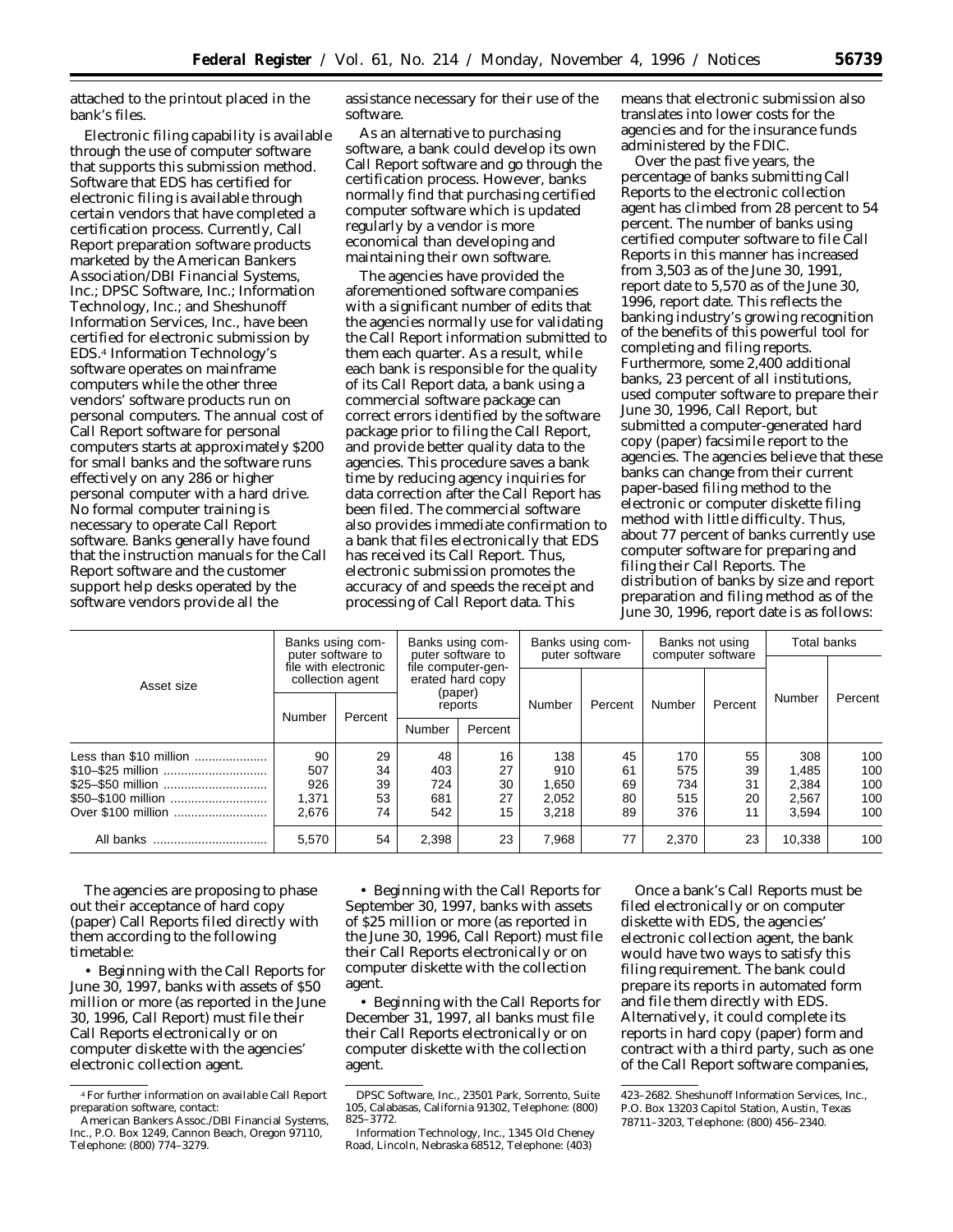attached to the printout placed in the bank's files.

Electronic filing capability is available through the use of computer software that supports this submission method. Software that EDS has certified for electronic filing is available through certain vendors that have completed a certification process. Currently, Call Report preparation software products marketed by the American Bankers Association/DBI Financial Systems, Inc.; DPSC Software, Inc.; Information Technology, Inc.; and Sheshunoff Information Services, Inc., have been certified for electronic submission by EDS.[4] Information Technology's software operates on mainframe computers while the other three vendors' software products run on personal computers. The annual cost of Call Report software for personal computers starts at approximately $200 for small banks and the software runs effectively on any 286 or higher personal computer with a hard drive. No formal computer training is necessary to operate Call Report software. Banks generally have found that the instruction manuals for the Call Report software and the customer support help desks operated by the software vendors provide all the assistance necessary for their use of the software.

As an alternative to purchasing software, a bank could develop its own Call Report software and go through the certification process. However, banks normally find that purchasing certified computer software which is updated regularly by a vendor is more economical than developing and maintaining their own software.

The agencies have provided the aforementioned software companies with a significant number of edits that the agencies normally use for validating the Call Report information submitted to them each quarter. As a result, while each bank is responsible for the quality of its Call Report data, a bank using a commercial software package can correct errors identified by the software package prior to filing the Call Report, and provide better quality data to the agencies. This procedure saves a bank time by reducing agency inquiries for data correction after the Call Report has been filed. The commercial software also provides immediate confirmation to a bank that files electronically that EDS has received its Call Report. Thus, electronic submission promotes the accuracy of and speeds the receipt and processing of Call Report data. This means that electronic submission also translates into lower costs for the agencies and for the insurance funds administered by the FDIC.

Over the past five years, the percentage of banks submitting Call Reports to the electronic collection agent has climbed from 28 percent to 54 percent. The number of banks using certified computer software to file Call Reports in this manner has increased from 3,503 as of the June 30, 1991, report date to 5,570 as of the June 30, 1996, report date. This reflects the banking industry's growing recognition of the benefits of this powerful tool for completing and filing reports. Furthermore, some 2,400 additional banks, 23 percent of all institutions, used computer software to prepare their June 30, 1996, Call Report, but submitted a computer-generated hard copy (paper) facsimile report to the agencies. The agencies believe that these banks can change from their current paper-based filing method to the electronic or computer diskette filing method with little difficulty. Thus, about 77 percent of banks currently use computer software for preparing and filing their Call Reports. The distribution of banks by size and report preparation and filing method as of the June 30, 1996, report date is as follows:

| Asset size | Banks using computer software to file with electronic collection agent | | Banks using computer software to file computer-generated hard copy (paper) reports | | Banks using computer software | | Banks not using computer software | | Total banks | |
|---|---|---|---|---|---|---|---|---|---|---|
| | Number | Percent | Number | Percent | Number | Percent | Number | Percent | Number | Percent |
| Less than $10 million | 90 | 29 | 48 | 16 | 138 | 45 | 170 | 55 | 308 | 100 |
| $10–$25 million | 507 | 34 | 403 | 27 | 910 | 61 | 575 | 39 | 1,485 | 100 |
| $25–$50 million | 926 | 39 | 724 | 30 | 1,650 | 69 | 734 | 31 | 2,384 | 100 |
| $50–$100 million | 1,371 | 53 | 681 | 27 | 2,052 | 80 | 515 | 20 | 2,567 | 100 |
| Over $100 million | 2,676 | 74 | 542 | 15 | 3,218 | 89 | 376 | 11 | 3,594 | 100 |
| All banks | 5,570 | 54 | 2,398 | 23 | 7,968 | 77 | 2,370 | 23 | 10,338 | 100 |

The agencies are proposing to phase out their acceptance of hard copy (paper) Call Reports filed directly with them according to the following timetable:

• Beginning with the Call Reports for June 30, 1997, banks with assets of $50 million or more (as reported in the June 30, 1996, Call Report) must file their Call Reports electronically or on computer diskette with the agencies' electronic collection agent.

• Beginning with the Call Reports for September 30, 1997, banks with assets of $25 million or more (as reported in the June 30, 1996, Call Report) must file their Call Reports electronically or on computer diskette with the collection agent.

• Beginning with the Call Reports for December 31, 1997, all banks must file their Call Reports electronically or on computer diskette with the collection agent.

Once a bank's Call Reports must be filed electronically or on computer diskette with EDS, the agencies' electronic collection agent, the bank would have two ways to satisfy this filing requirement. The bank could prepare its reports in automated form and file them directly with EDS. Alternatively, it could complete its reports in hard copy (paper) form and contract with a third party, such as one of the Call Report software companies,

---

[4] For further information on available Call Report preparation software, contact:

American Bankers Assoc./DBI Financial Systems, Inc., P.O. Box 1249, Cannon Beach, Oregon 97110, Telephone: (800) 774–3279.

DPSC Software, Inc., 23501 Park, Sorrento, Suite 105, Calabasas, California 91302, Telephone: (800) 825–3772.

Information Technology, Inc., 1345 Old Cheney Road, Lincoln, Nebraska 68512, Telephone: (403) 423–2682. Sheshunoff Information Services, Inc., P.O. Box 13203 Capitol Station, Austin, Texas 78711–3203, Telephone: (800) 456–2340.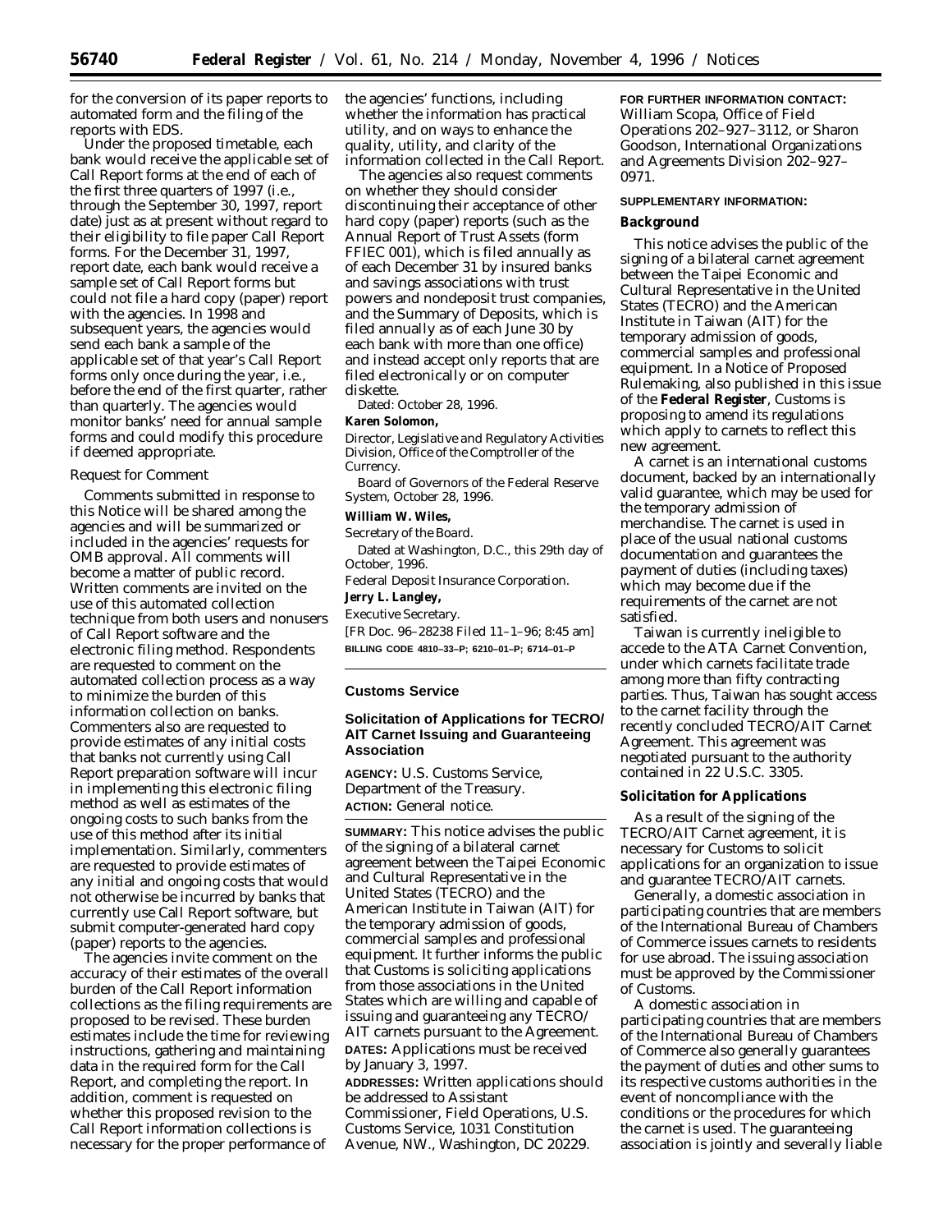for the conversion of its paper reports to automated form and the filing of the reports with EDS.

Under the proposed timetable, each bank would receive the applicable set of Call Report forms at the end of each of the first three quarters of 1997 (i.e., through the September 30, 1997, report date) just as at present without regard to their eligibility to file paper Call Report forms. For the December 31, 1997, report date, each bank would receive a sample set of Call Report forms but could not file a hard copy (paper) report with the agencies. In 1998 and subsequent years, the agencies would send each bank a sample of the applicable set of that year's Call Report forms only once during the year, i.e., before the end of the first quarter, rather than quarterly. The agencies would monitor banks' need for annual sample forms and could modify this procedure if deemed appropriate.

*Request for Comment*

Comments submitted in response to this Notice will be shared among the agencies and will be summarized or included in the agencies' requests for OMB approval. All comments will become a matter of public record. Written comments are invited on the use of this automated collection technique from both users and nonusers of Call Report software and the electronic filing method. Respondents are requested to comment on the automated collection process as a way to minimize the burden of this information collection on banks. Commenters also are requested to provide estimates of any initial costs that banks not currently using Call Report preparation software will incur in implementing this electronic filing method as well as estimates of the ongoing costs to such banks from the use of this method after its initial implementation. Similarly, commenters are requested to provide estimates of any initial and ongoing costs that would not otherwise be incurred by banks that currently use Call Report software, but submit computer-generated hard copy (paper) reports to the agencies.

The agencies invite comment on the accuracy of their estimates of the overall burden of the Call Report information collections as the filing requirements are proposed to be revised. These burden estimates include the time for reviewing instructions, gathering and maintaining data in the required form for the Call Report, and completing the report. In addition, comment is requested on whether this proposed revision to the Call Report information collections is necessary for the proper performance of the agencies' functions, including whether the information has practical utility, and on ways to enhance the quality, utility, and clarity of the information collected in the Call Report.

The agencies also request comments on whether they should consider discontinuing their acceptance of other hard copy (paper) reports (such as the Annual Report of Trust Assets (form FFIEC 001), which is filed annually as of each December 31 by insured banks and savings associations with trust powers and nondeposit trust companies, and the Summary of Deposits, which is filed annually as of each June 30 by each bank with more than one office) and instead accept only reports that are filed electronically or on computer diskette.

Dated: October 28, 1996.

**Karen Solomon,**

*Director, Legislative and Regulatory Activities Division, Office of the Comptroller of the Currency.*

Board of Governors of the Federal Reserve System, October 28, 1996.

**William W. Wiles,**

*Secretary of the Board.*

Dated at Washington, D.C., this 29th day of October, 1996.

Federal Deposit Insurance Corporation.

**Jerry L. Langley,**

*Executive Secretary.*

[FR Doc. 96–28238 Filed 11–1–96; 8:45 am]

**BILLING CODE 4810–33–P; 6210–01–P; 6714–01–P**

## Customs Service

### Solicitation of Applications for TECRO/AIT Carnet Issuing and Guaranteeing Association

**AGENCY:** U.S. Customs Service, Department of the Treasury.

**ACTION:** General notice.

**SUMMARY:** This notice advises the public of the signing of a bilateral carnet agreement between the Taipei Economic and Cultural Representative in the United States (TECRO) and the American Institute in Taiwan (AIT) for the temporary admission of goods, commercial samples and professional equipment. It further informs the public that Customs is soliciting applications from those associations in the United States which are willing and capable of issuing and guaranteeing any TECRO/AIT carnets pursuant to the Agreement.

**DATES:** Applications must be received by January 3, 1997.

**ADDRESSES:** Written applications should be addressed to Assistant Commissioner, Field Operations, U.S. Customs Service, 1031 Constitution Avenue, NW., Washington, DC 20229.

**FOR FURTHER INFORMATION CONTACT:** William Scopa, Office of Field Operations 202–927–3112, or Sharon Goodson, International Organizations and Agreements Division 202–927–0971.

**SUPPLEMENTARY INFORMATION:**

**Background**

This notice advises the public of the signing of a bilateral carnet agreement between the Taipei Economic and Cultural Representative in the United States (TECRO) and the American Institute in Taiwan (AIT) for the temporary admission of goods, commercial samples and professional equipment. In a Notice of Proposed Rulemaking, also published in this issue of the **Federal Register**, Customs is proposing to amend its regulations which apply to carnets to reflect this new agreement.

A carnet is an international customs document, backed by an internationally valid guarantee, which may be used for the temporary admission of merchandise. The carnet is used in place of the usual national customs documentation and guarantees the payment of duties (including taxes) which may become due if the requirements of the carnet are not satisfied.

Taiwan is currently ineligible to accede to the ATA Carnet Convention, under which carnets facilitate trade among more than fifty contracting parties. Thus, Taiwan has sought access to the carnet facility through the recently concluded TECRO/AIT Carnet Agreement. This agreement was negotiated pursuant to the authority contained in 22 U.S.C. 3305.

**Solicitation for Applications**

As a result of the signing of the TECRO/AIT Carnet agreement, it is necessary for Customs to solicit applications for an organization to issue and guarantee TECRO/AIT carnets.

Generally, a domestic association in participating countries that are members of the International Bureau of Chambers of Commerce issues carnets to residents for use abroad. The issuing association must be approved by the Commissioner of Customs.

A domestic association in participating countries that are members of the International Bureau of Chambers of Commerce also generally guarantees the payment of duties and other sums to its respective customs authorities in the event of noncompliance with the conditions or the procedures for which the carnet is used. The guaranteeing association is jointly and severally liable